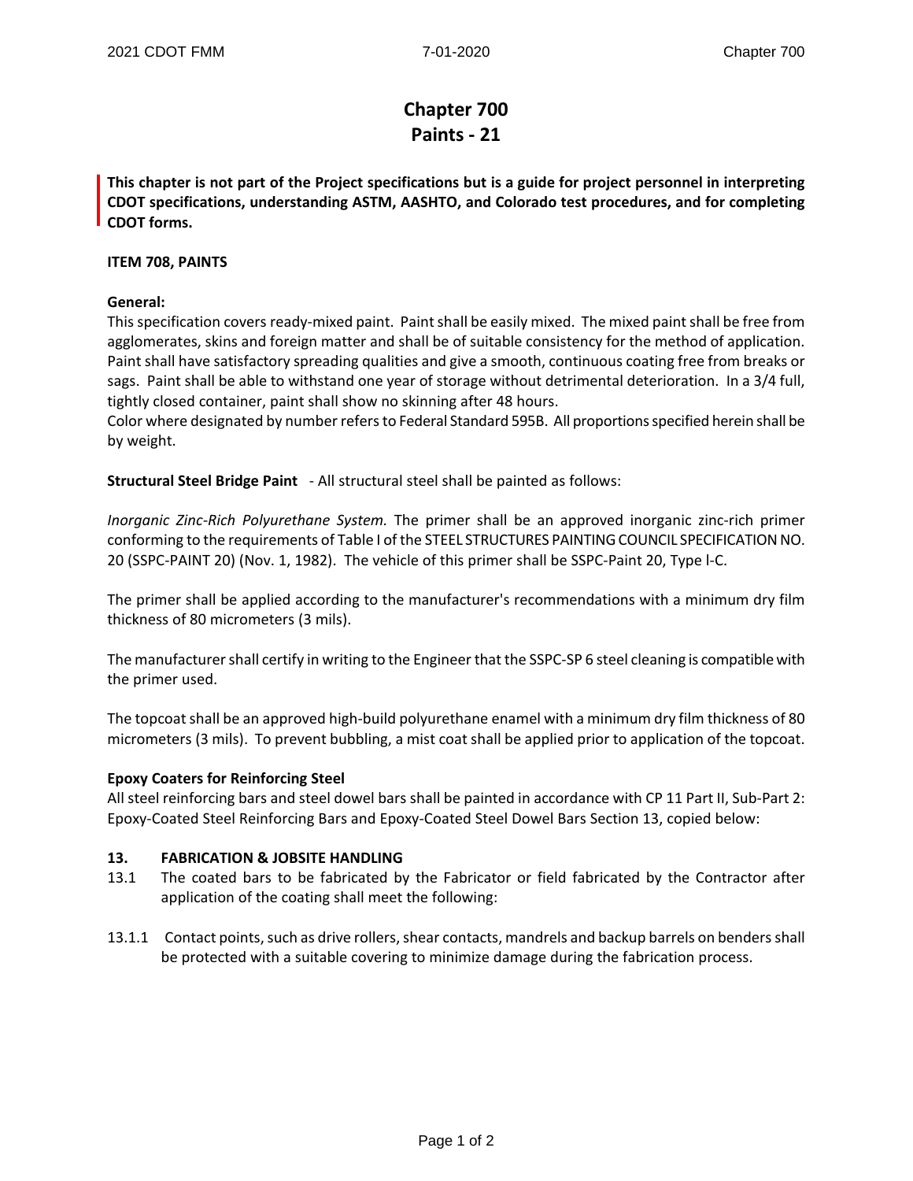# Chapter 700
# Paints - 21

**This chapter is not part of the Project specifications but is a guide for project personnel in interpreting CDOT specifications, understanding ASTM, AASHTO, and Colorado test procedures, and for completing CDOT forms.**

**ITEM 708, PAINTS**

**General:**

This specification covers ready-mixed paint. Paint shall be easily mixed. The mixed paint shall be free from agglomerates, skins and foreign matter and shall be of suitable consistency for the method of application. Paint shall have satisfactory spreading qualities and give a smooth, continuous coating free from breaks or sags. Paint shall be able to withstand one year of storage without detrimental deterioration. In a 3/4 full, tightly closed container, paint shall show no skinning after 48 hours.

Color where designated by number refers to Federal Standard 595B. All proportions specified herein shall be by weight.

**Structural Steel Bridge Paint** - All structural steel shall be painted as follows:

*Inorganic Zinc-Rich Polyurethane System.* The primer shall be an approved inorganic zinc-rich primer conforming to the requirements of Table I of the STEEL STRUCTURES PAINTING COUNCIL SPECIFICATION NO. 20 (SSPC-PAINT 20) (Nov. 1, 1982). The vehicle of this primer shall be SSPC-Paint 20, Type I-C.

The primer shall be applied according to the manufacturer's recommendations with a minimum dry film thickness of 80 micrometers (3 mils).

The manufacturer shall certify in writing to the Engineer that the SSPC-SP 6 steel cleaning is compatible with the primer used.

The topcoat shall be an approved high-build polyurethane enamel with a minimum dry film thickness of 80 micrometers (3 mils). To prevent bubbling, a mist coat shall be applied prior to application of the topcoat.

**Epoxy Coaters for Reinforcing Steel**

All steel reinforcing bars and steel dowel bars shall be painted in accordance with CP 11 Part II, Sub-Part 2: Epoxy-Coated Steel Reinforcing Bars and Epoxy-Coated Steel Dowel Bars Section 13, copied below:

**13. FABRICATION & JOBSITE HANDLING**

13.1 The coated bars to be fabricated by the Fabricator or field fabricated by the Contractor after application of the coating shall meet the following:

13.1.1 Contact points, such as drive rollers, shear contacts, mandrels and backup barrels on benders shall be protected with a suitable covering to minimize damage during the fabrication process.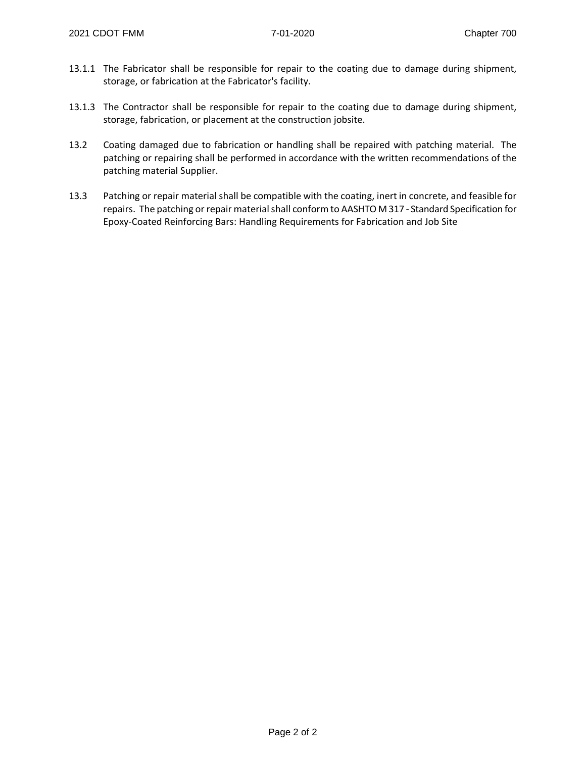13.1.1 The Fabricator shall be responsible for repair to the coating due to damage during shipment, storage, or fabrication at the Fabricator's facility.

13.1.3 The Contractor shall be responsible for repair to the coating due to damage during shipment, storage, fabrication, or placement at the construction jobsite.

13.2 Coating damaged due to fabrication or handling shall be repaired with patching material. The patching or repairing shall be performed in accordance with the written recommendations of the patching material Supplier.

13.3 Patching or repair material shall be compatible with the coating, inert in concrete, and feasible for repairs. The patching or repair material shall conform to AASHTO M 317 - Standard Specification for Epoxy-Coated Reinforcing Bars: Handling Requirements for Fabrication and Job Site